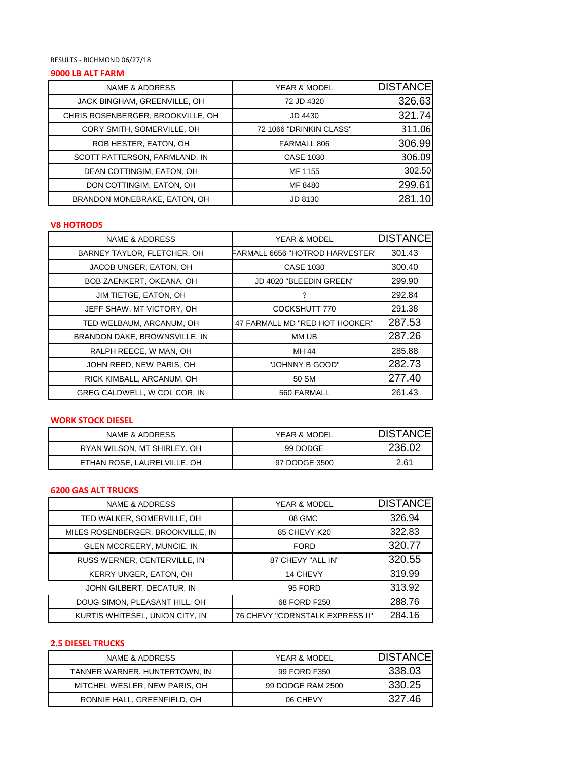RESULTS - RICHMOND 06/27/18

## 9000 LB ALT FARM

| NAME & ADDRESS | YEAR & MODEL | DISTANCE |
|---|---|---|
| JACK BINGHAM, GREENVILLE, OH | 72 JD 4320 | 326.63 |
| CHRIS ROSENBERGER, BROOKVILLE, OH | JD 4430 | 321.74 |
| CORY SMITH, SOMERVILLE, OH | 72 1066 "DRINKIN CLASS" | 311.06 |
| ROB HESTER, EATON, OH | FARMALL 806 | 306.99 |
| SCOTT PATTERSON, FARMLAND, IN | CASE 1030 | 306.09 |
| DEAN COTTINGIM, EATON, OH | MF 1155 | 302.50 |
| DON COTTINGIM, EATON, OH | MF 8480 | 299.61 |
| BRANDON MONEBRAKE, EATON, OH | JD 8130 | 281.10 |

## V8 HOTRODS

| NAME & ADDRESS | YEAR & MODEL | DISTANCE |
|---|---|---|
| BARNEY TAYLOR, FLETCHER, OH | FARMALL 6656 "HOTROD HARVESTER" | 301.43 |
| JACOB UNGER, EATON, OH | CASE 1030 | 300.40 |
| BOB ZAENKERT, OKEANA, OH | JD 4020 "BLEEDIN GREEN" | 299.90 |
| JIM TIETGE, EATON, OH | ? | 292.84 |
| JEFF SHAW, MT VICTORY, OH | COCKSHUTT 770 | 291.38 |
| TED WELBAUM, ARCANUM, OH | 47 FARMALL MD "RED HOT HOOKER" | 287.53 |
| BRANDON DAKE, BROWNSVILLE, IN | MM UB | 287.26 |
| RALPH REECE, W MAN, OH | MH 44 | 285.88 |
| JOHN REED, NEW PARIS, OH | "JOHNNY B GOOD" | 282.73 |
| RICK KIMBALL, ARCANUM, OH | 50 SM | 277.40 |
| GREG CALDWELL, W COL COR, IN | 560 FARMALL | 261.43 |

## WORK STOCK DIESEL

| NAME & ADDRESS | YEAR & MODEL | DISTANCE |
|---|---|---|
| RYAN WILSON, MT SHIRLEY, OH | 99 DODGE | 236.02 |
| ETHAN ROSE, LAURELVILLE, OH | 97 DODGE 3500 | 2.61 |

## 6200 GAS ALT TRUCKS

| NAME & ADDRESS | YEAR & MODEL | DISTANCE |
|---|---|---|
| TED WALKER, SOMERVILLE, OH | 08 GMC | 326.94 |
| MILES ROSENBERGER, BROOKVILLE, IN | 85 CHEVY K20 | 322.83 |
| GLEN MCCREERY, MUNCIE, IN | FORD | 320.77 |
| RUSS WERNER, CENTERVILLE, IN | 87 CHEVY "ALL IN" | 320.55 |
| KERRY UNGER, EATON, OH | 14 CHEVY | 319.99 |
| JOHN GILBERT, DECATUR, IN | 95 FORD | 313.92 |
| DOUG SIMON, PLEASANT HILL, OH | 68 FORD F250 | 288.76 |
| KURTIS WHITESEL, UNION CITY, IN | 76 CHEVY "CORNSTALK EXPRESS II" | 284.16 |

## 2.5 DIESEL TRUCKS

| NAME & ADDRESS | YEAR & MODEL | DISTANCE |
|---|---|---|
| TANNER WARNER, HUNTERTOWN, IN | 99 FORD F350 | 338.03 |
| MITCHEL WESLER, NEW PARIS, OH | 99 DODGE RAM 2500 | 330.25 |
| RONNIE HALL, GREENFIELD, OH | 06 CHEVY | 327.46 |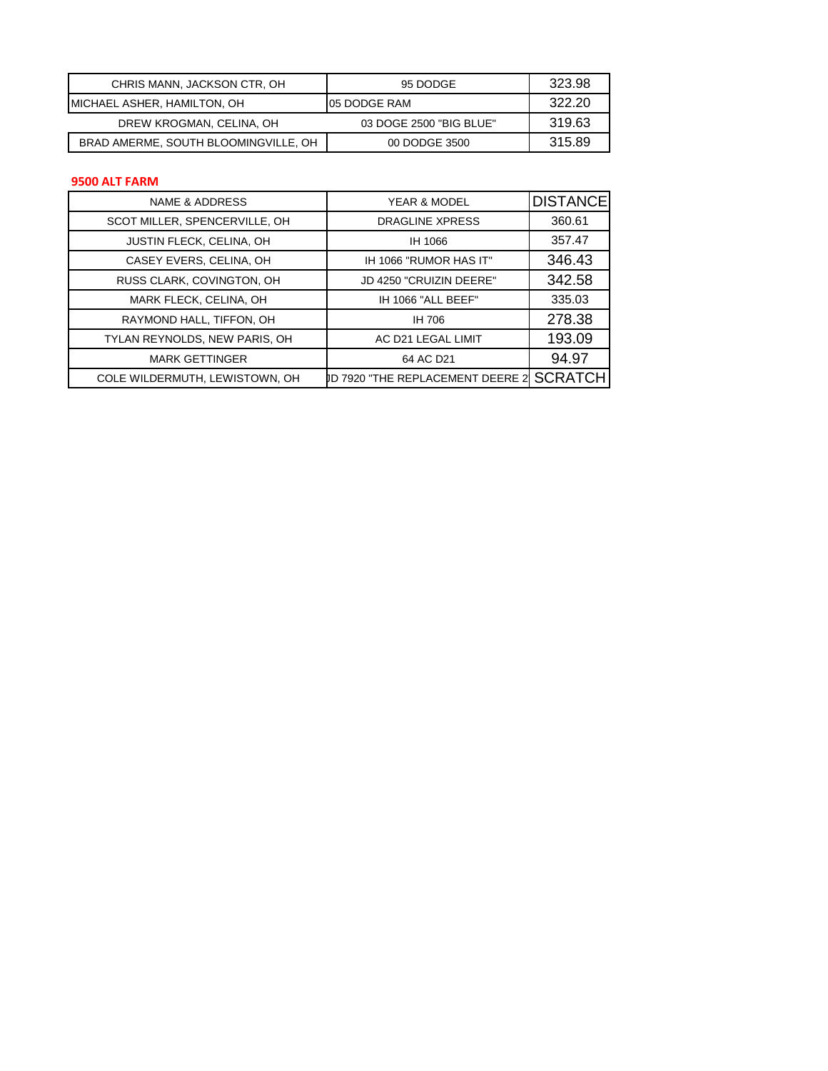| | | |
|---|---|---|
| CHRIS MANN, JACKSON CTR, OH | 95 DODGE | 323.98 |
| MICHAEL ASHER, HAMILTON, OH | 05 DODGE RAM | 322.20 |
| DREW KROGMAN, CELINA, OH | 03 DOGE 2500 "BIG BLUE" | 319.63 |
| BRAD AMERME, SOUTH BLOOMINGVILLE, OH | 00 DODGE 3500 | 315.89 |

**9500 ALT FARM**

| NAME & ADDRESS | YEAR & MODEL | DISTANCE |
|---|---|---|
| SCOT MILLER, SPENCERVILLE, OH | DRAGLINE XPRESS | 360.61 |
| JUSTIN FLECK, CELINA, OH | IH 1066 | 357.47 |
| CASEY EVERS, CELINA, OH | IH 1066 "RUMOR HAS IT" | 346.43 |
| RUSS CLARK, COVINGTON, OH | JD 4250 "CRUIZIN DEERE" | 342.58 |
| MARK FLECK, CELINA, OH | IH 1066 "ALL BEEF" | 335.03 |
| RAYMOND HALL, TIFFON, OH | IH 706 | 278.38 |
| TYLAN REYNOLDS, NEW PARIS, OH | AC D21 LEGAL LIMIT | 193.09 |
| MARK GETTINGER | 64 AC D21 | 94.97 |
| COLE WILDERMUTH, LEWISTOWN, OH | JD 7920 "THE REPLACEMENT DEERE 2 | SCRATCH |